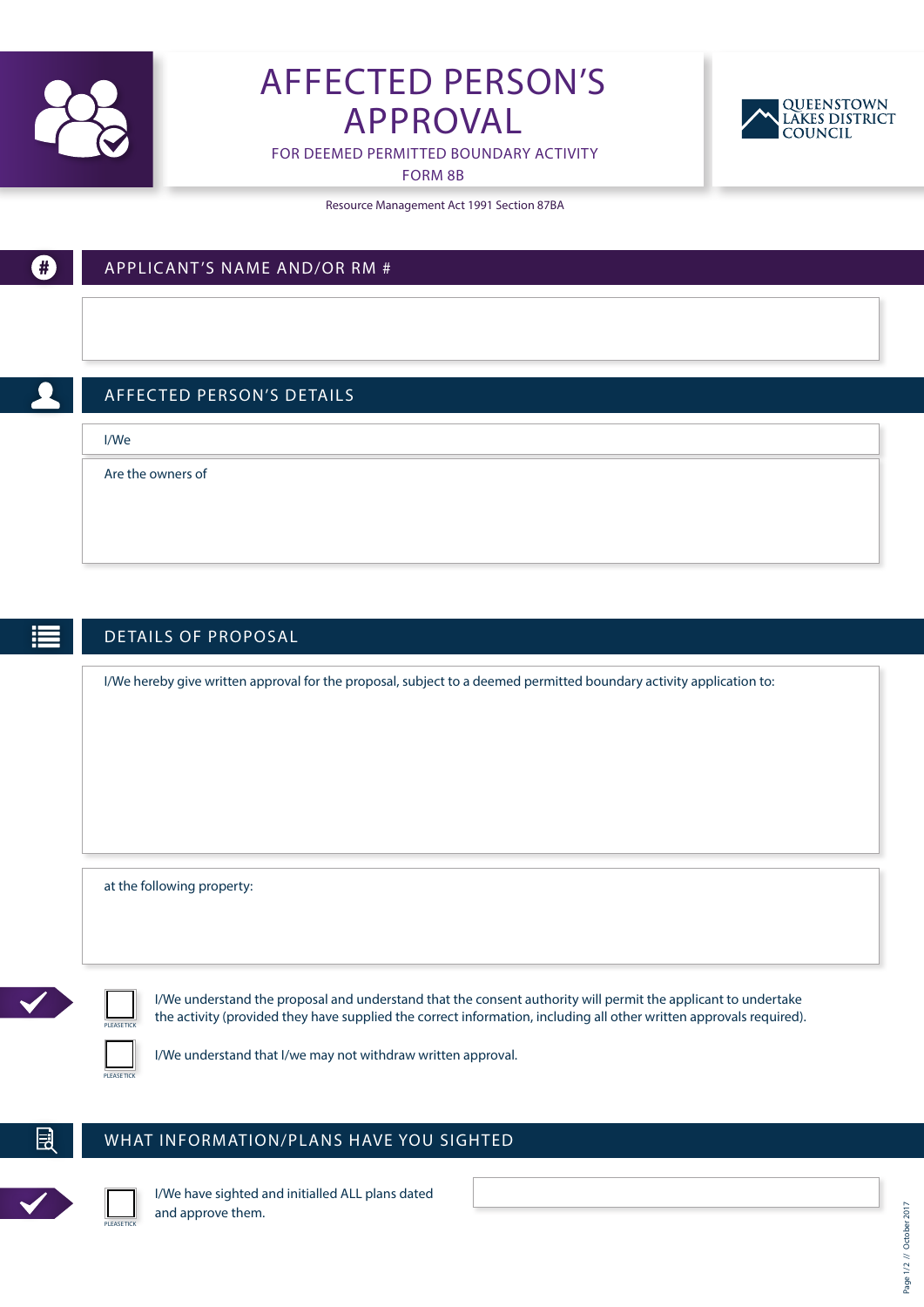# AFFECTED PERSON'S APPROVAL

FOR DEEMED PERMITTED BOUNDARY ACTIVITY

FORM 8B

QUEENSTOWN LAKES DISTRICT COUNCIL

Resource Management Act 1991 Section 87BA

## APPLICANT'S NAME AND/OR RM #

## AFFECTED PERSON'S DETAILS

I/We

Are the owners of

## DETAILS OF PROPOSAL

I/We hereby give written approval for the proposal, subject to a deemed permitted boundary activity application to:

at the following property:

☐ PLEASE TICK — I/We understand the proposal and understand that the consent authority will permit the applicant to undertake the activity (provided they have supplied the correct information, including all other written approvals required).

☐ PLEASE TICK — I/We understand that I/we may not withdraw written approval.

## WHAT INFORMATION/PLANS HAVE YOU SIGHTED

☐ PLEASE TICK — I/We have sighted and initialled ALL plans dated and approve them.

October 2017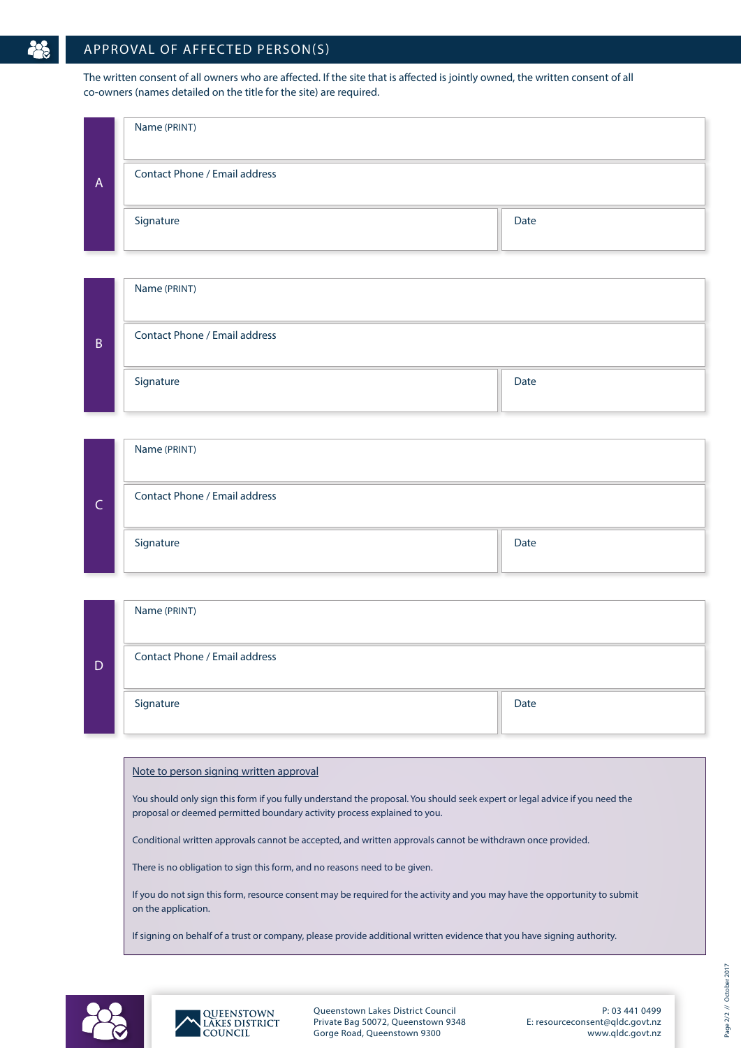## APPROVAL OF AFFECTED PERSON(S)

The written consent of all owners who are affected. If the site that is affected is jointly owned, the written consent of all co-owners (names detailed on the title for the site) are required.

| | | |
|---|---|---|
| A | Name (PRINT) | |
| | Contact Phone / Email address | |
| | Signature | Date |

| | | |
|---|---|---|
| B | Name (PRINT) | |
| | Contact Phone / Email address | |
| | Signature | Date |

| | | |
|---|---|---|
| C | Name (PRINT) | |
| | Contact Phone / Email address | |
| | Signature | Date |

| | | |
|---|---|---|
| D | Name (PRINT) | |
| | Contact Phone / Email address | |
| | Signature | Date |

Note to person signing written approval

You should only sign this form if you fully understand the proposal. You should seek expert or legal advice if you need the proposal or deemed permitted boundary activity process explained to you.

Conditional written approvals cannot be accepted, and written approvals cannot be withdrawn once provided.

There is no obligation to sign this form, and no reasons need to be given.

If you do not sign this form, resource consent may be required for the activity and you may have the opportunity to submit on the application.

If signing on behalf of a trust or company, please provide additional written evidence that you have signing authority.

QUEENSTOWN LAKES DISTRICT COUNCIL

Queenstown Lakes District Council
Private Bag 50072, Queenstown 9348
Gorge Road, Queenstown 9300

P: 03 441 0499
E: resourceconsent@qldc.govt.nz
www.qldc.govt.nz